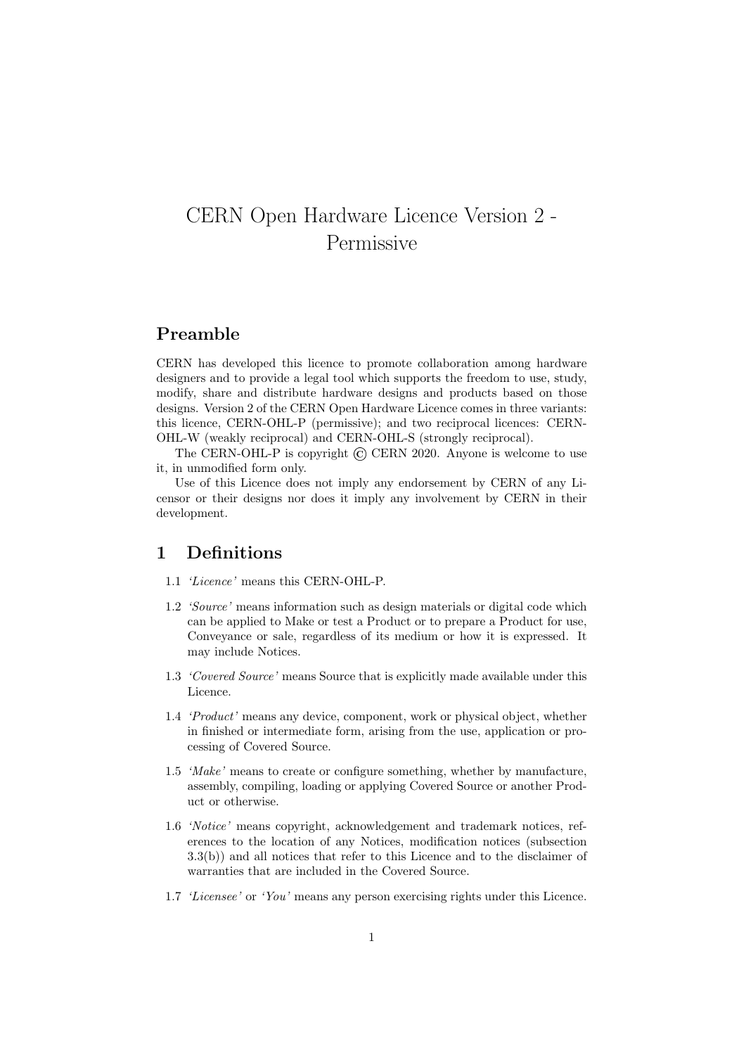# CERN Open Hardware Licence Version 2 - Permissive

## Preamble

CERN has developed this licence to promote collaboration among hardware designers and to provide a legal tool which supports the freedom to use, study, modify, share and distribute hardware designs and products based on those designs. Version 2 of the CERN Open Hardware Licence comes in three variants: this licence, CERN-OHL-P (permissive); and two reciprocal licences: CERN-OHL-W (weakly reciprocal) and CERN-OHL-S (strongly reciprocal).

The CERN-OHL-P is copyright © CERN 2020. Anyone is welcome to use it, in unmodified form only.

Use of this Licence does not imply any endorsement by CERN of any Licensor or their designs nor does it imply any involvement by CERN in their development.

## 1 Definitions

1.1 *'Licence'* means this CERN-OHL-P.

1.2 *'Source'* means information such as design materials or digital code which can be applied to Make or test a Product or to prepare a Product for use, Conveyance or sale, regardless of its medium or how it is expressed. It may include Notices.

1.3 *'Covered Source'* means Source that is explicitly made available under this Licence.

1.4 *'Product'* means any device, component, work or physical object, whether in finished or intermediate form, arising from the use, application or processing of Covered Source.

1.5 *'Make'* means to create or configure something, whether by manufacture, assembly, compiling, loading or applying Covered Source or another Product or otherwise.

1.6 *'Notice'* means copyright, acknowledgement and trademark notices, references to the location of any Notices, modification notices (subsection 3.3(b)) and all notices that refer to this Licence and to the disclaimer of warranties that are included in the Covered Source.

1.7 *'Licensee'* or *'You'* means any person exercising rights under this Licence.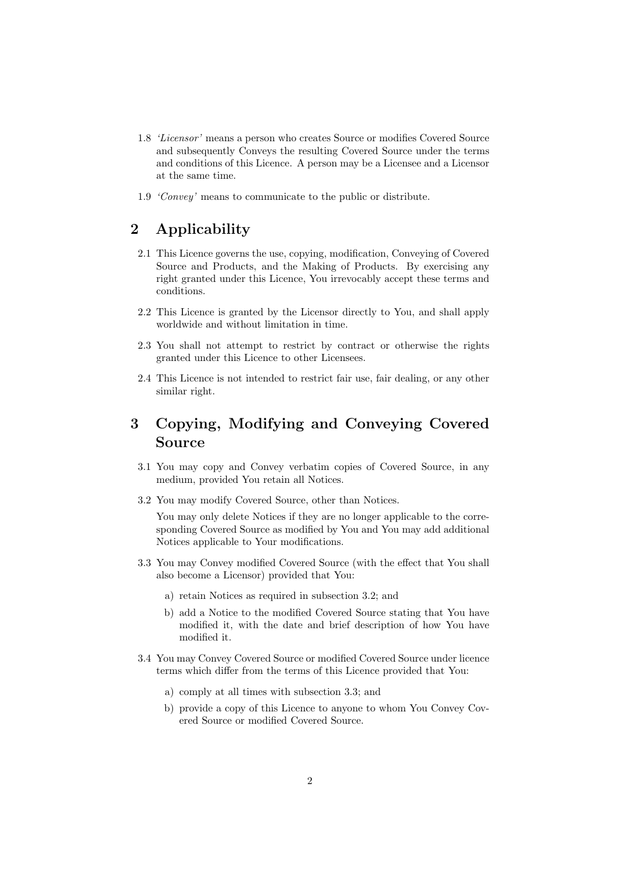1.8 *'Licensor'* means a person who creates Source or modifies Covered Source and subsequently Conveys the resulting Covered Source under the terms and conditions of this Licence. A person may be a Licensee and a Licensor at the same time.

1.9 *'Convey'* means to communicate to the public or distribute.

## 2 Applicability

2.1 This Licence governs the use, copying, modification, Conveying of Covered Source and Products, and the Making of Products. By exercising any right granted under this Licence, You irrevocably accept these terms and conditions.

2.2 This Licence is granted by the Licensor directly to You, and shall apply worldwide and without limitation in time.

2.3 You shall not attempt to restrict by contract or otherwise the rights granted under this Licence to other Licensees.

2.4 This Licence is not intended to restrict fair use, fair dealing, or any other similar right.

## 3 Copying, Modifying and Conveying Covered Source

3.1 You may copy and Convey verbatim copies of Covered Source, in any medium, provided You retain all Notices.

3.2 You may modify Covered Source, other than Notices.

You may only delete Notices if they are no longer applicable to the corresponding Covered Source as modified by You and You may add additional Notices applicable to Your modifications.

3.3 You may Convey modified Covered Source (with the effect that You shall also become a Licensor) provided that You:

a) retain Notices as required in subsection 3.2; and

b) add a Notice to the modified Covered Source stating that You have modified it, with the date and brief description of how You have modified it.

3.4 You may Convey Covered Source or modified Covered Source under licence terms which differ from the terms of this Licence provided that You:

a) comply at all times with subsection 3.3; and

b) provide a copy of this Licence to anyone to whom You Convey Covered Source or modified Covered Source.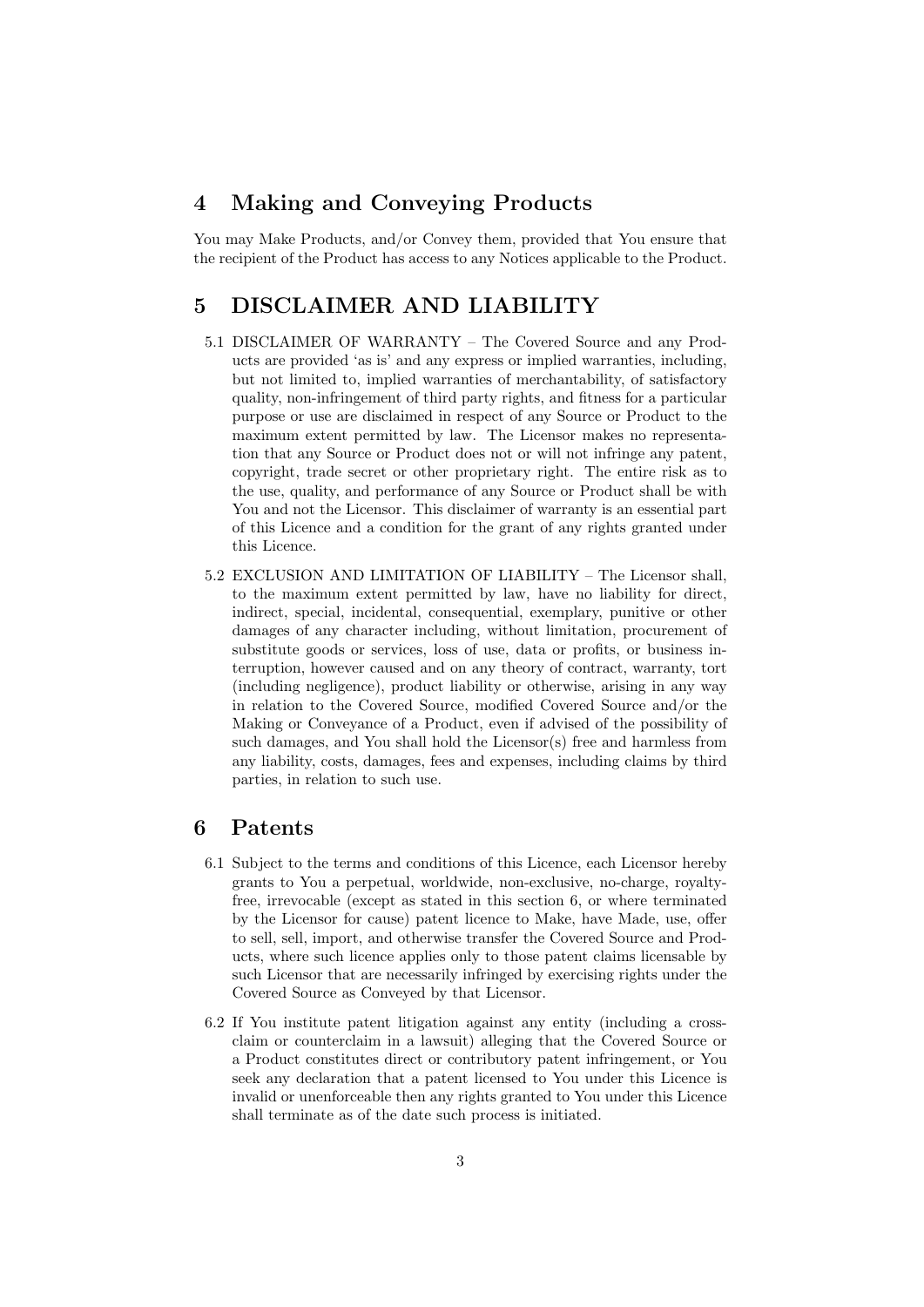## 4 Making and Conveying Products

You may Make Products, and/or Convey them, provided that You ensure that the recipient of the Product has access to any Notices applicable to the Product.

## 5 DISCLAIMER AND LIABILITY

5.1 DISCLAIMER OF WARRANTY – The Covered Source and any Products are provided 'as is' and any express or implied warranties, including, but not limited to, implied warranties of merchantability, of satisfactory quality, non-infringement of third party rights, and fitness for a particular purpose or use are disclaimed in respect of any Source or Product to the maximum extent permitted by law. The Licensor makes no representation that any Source or Product does not or will not infringe any patent, copyright, trade secret or other proprietary right. The entire risk as to the use, quality, and performance of any Source or Product shall be with You and not the Licensor. This disclaimer of warranty is an essential part of this Licence and a condition for the grant of any rights granted under this Licence.

5.2 EXCLUSION AND LIMITATION OF LIABILITY – The Licensor shall, to the maximum extent permitted by law, have no liability for direct, indirect, special, incidental, consequential, exemplary, punitive or other damages of any character including, without limitation, procurement of substitute goods or services, loss of use, data or profits, or business interruption, however caused and on any theory of contract, warranty, tort (including negligence), product liability or otherwise, arising in any way in relation to the Covered Source, modified Covered Source and/or the Making or Conveyance of a Product, even if advised of the possibility of such damages, and You shall hold the Licensor(s) free and harmless from any liability, costs, damages, fees and expenses, including claims by third parties, in relation to such use.

## 6 Patents

6.1 Subject to the terms and conditions of this Licence, each Licensor hereby grants to You a perpetual, worldwide, non-exclusive, no-charge, royalty-free, irrevocable (except as stated in this section 6, or where terminated by the Licensor for cause) patent licence to Make, have Made, use, offer to sell, sell, import, and otherwise transfer the Covered Source and Products, where such licence applies only to those patent claims licensable by such Licensor that are necessarily infringed by exercising rights under the Covered Source as Conveyed by that Licensor.

6.2 If You institute patent litigation against any entity (including a cross-claim or counterclaim in a lawsuit) alleging that the Covered Source or a Product constitutes direct or contributory patent infringement, or You seek any declaration that a patent licensed to You under this Licence is invalid or unenforceable then any rights granted to You under this Licence shall terminate as of the date such process is initiated.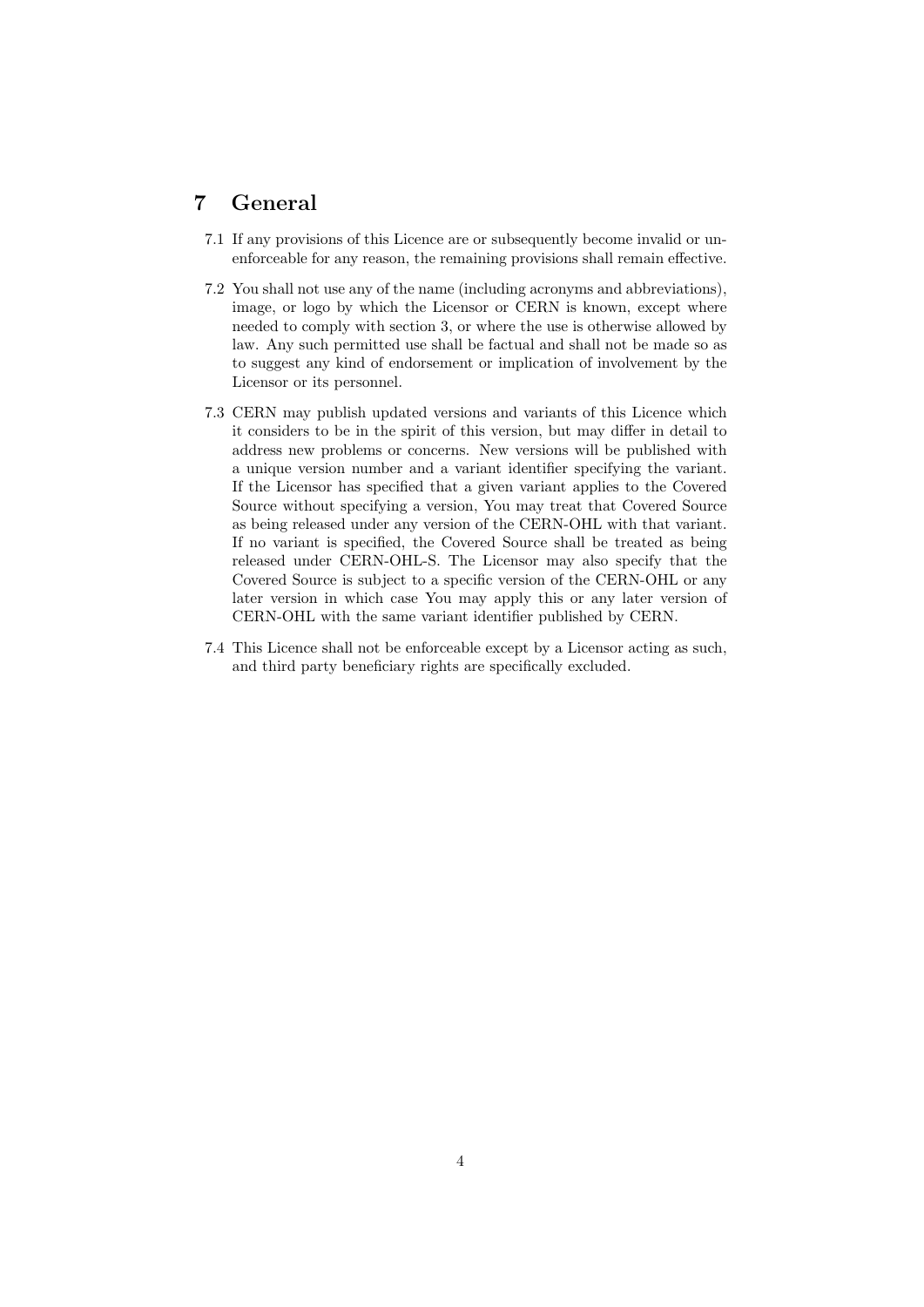## 7 General

7.1 If any provisions of this Licence are or subsequently become invalid or unenforceable for any reason, the remaining provisions shall remain effective.

7.2 You shall not use any of the name (including acronyms and abbreviations), image, or logo by which the Licensor or CERN is known, except where needed to comply with section 3, or where the use is otherwise allowed by law. Any such permitted use shall be factual and shall not be made so as to suggest any kind of endorsement or implication of involvement by the Licensor or its personnel.

7.3 CERN may publish updated versions and variants of this Licence which it considers to be in the spirit of this version, but may differ in detail to address new problems or concerns. New versions will be published with a unique version number and a variant identifier specifying the variant. If the Licensor has specified that a given variant applies to the Covered Source without specifying a version, You may treat that Covered Source as being released under any version of the CERN-OHL with that variant. If no variant is specified, the Covered Source shall be treated as being released under CERN-OHL-S. The Licensor may also specify that the Covered Source is subject to a specific version of the CERN-OHL or any later version in which case You may apply this or any later version of CERN-OHL with the same variant identifier published by CERN.

7.4 This Licence shall not be enforceable except by a Licensor acting as such, and third party beneficiary rights are specifically excluded.